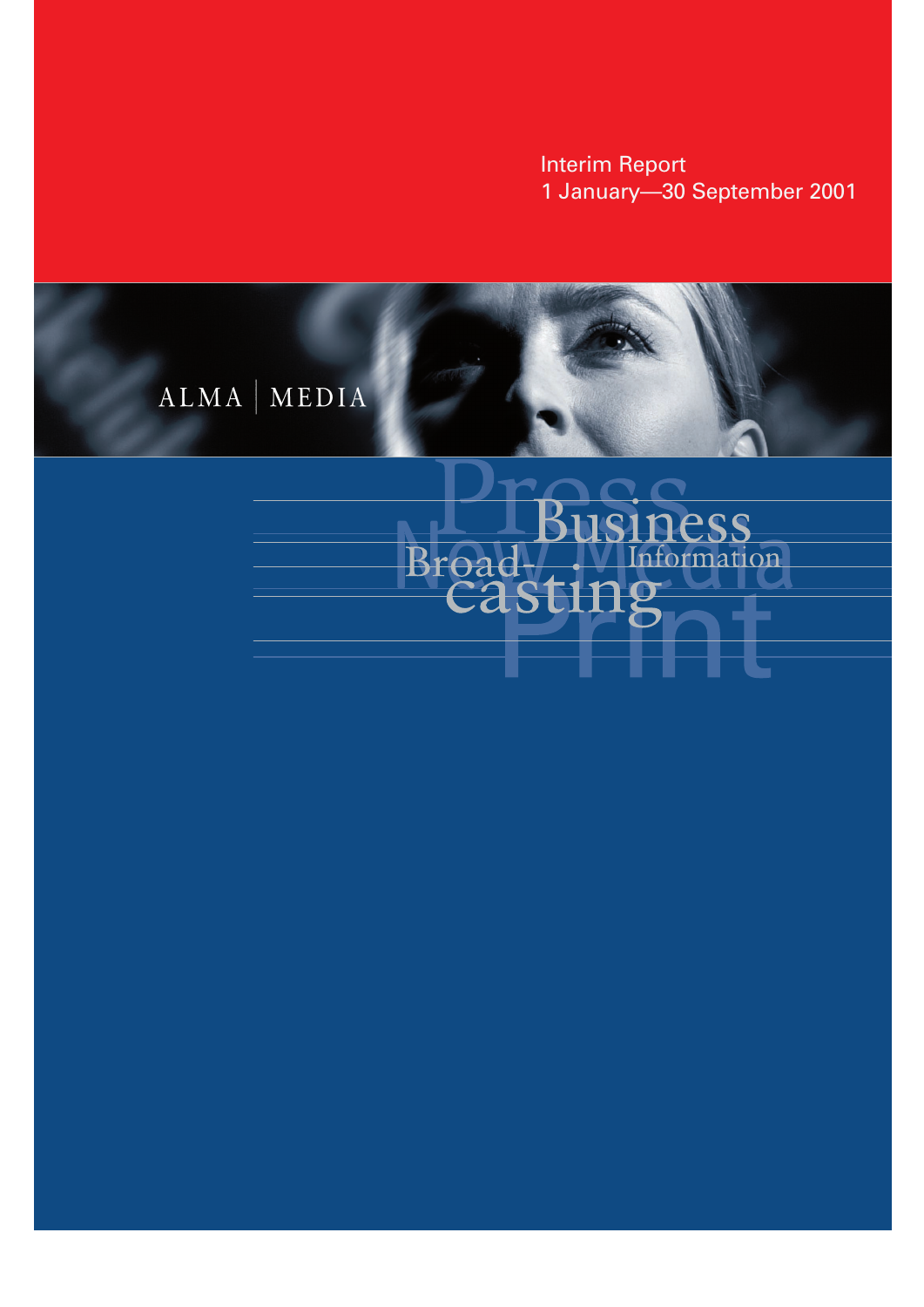Interim Report
1 January—30 September 2001

ALMA | MEDIA

Press
Business
New Media
Broad-
casting
Information
Print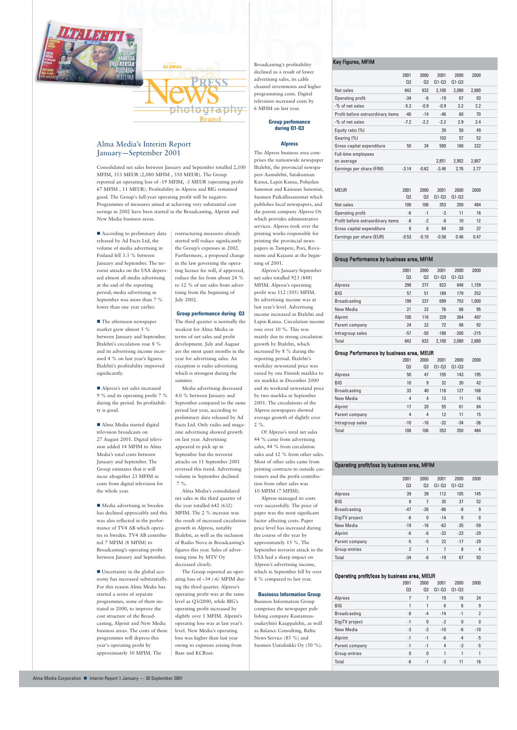# Alma Media's Interim Report January—September 2001

Consolidated net sales between January and September totalled 2,100 MFIM, 353 MEUR (2,080 MFIM , 350 MEUR). The Group reported an operating loss of -19 MFIM, -3 MEUR (operating profit 67 MFIM , 11 MEUR). Profitability in Alpress and BIG remained good. The Group's full-year operating profit will be negative. Programmes of measures aimed at achieving very substantial cost savings in 2002 have been started in the Broadcasting, Alprint and New Media business areas.

- According to preliminary data released by Ad Facts Ltd, the volume of media advertising in Finland fell 3.3 % between January and September. The terrorist attacks on the USA depressed almost all media advertising at the end of the reporting period; media advertising in September was more than 7 % lower than one year earlier.

- The afternoon newspaper market grew almost 5 % between January and September. Iltalehti's circulation rose 8 % and its advertising income increased 4 % on last year's figures. Iltalehti's profitability improved significantly.

- Alpress's net sales increased 9 % and its operating profit 7 % during the period. Its profitability is good.

- Alma Media started digital television broadcasts on 27 August 2001. Digital television added 14 MFIM to Alma Media's total costs between January and September. The Group estimates that it will incur altogether 23 MFIM in costs from digital television for the whole year.

- Media advertising in Sweden has declined appreciably and this was also reflected in the performance of TV4 AB which operates in Sweden. TV4 AB contributed 7 MFIM (8 MFIM) to Broadcasting's operating profit between January and September.

- Uncertainty in the global economy has increased substantially. For this reason Alma Media has started a series of separate programmes, some of them initiated in 2000, to improve the cost structure of the Broadcasting, Alprint and New Media business areas. The costs of these programmes will depress this year's operating profit by approximately 30 MFIM. The restructuring measures already started will reduce significantly the Group's expenses in 2002. Furthermore, a proposed change in the law governing the operating licence fee will, if approved, reduce the fee from about 24 % to 12 % of net sales from advertising sales from the beginning of July 2002.

### Group performance during Q3

The third quarter is normally the weakest for Alma Media in terms of net sales and profit development. July and August are the most quiet months in the year for advertising sales. An exception is radio advertising which is strongest during the summer.

Media advertising decreased 4.0 % between January and September compared to the same period last year, according to preliminary data released by Ad Facts Ltd. Only radio and magazine advertising showed growth on last year. Advertising appeared to pick up in September but the terrorist attacks on 11 September 2001 reversed this trend. Advertising volume in September declined 7 %.

Alma Media's consolidated net sales in the third quarter of the year totalled 642 (632) MFIM. The 2 % increase was the result of increased circulation growth in Alpress, notably Iltalehti, as well as the inclusion of Radio Nova in Broadcasting's figures this year. Sales of advertising time by MTV Oy decreased clearly.

The Group reported an operating loss of –34 (-6) MFIM during the third quarter. Alpress's operating profit was at the same level as Q3/2000, while BIG's operating profit increased by slightly over 1 MFIM. Alprint's operating loss was at last year's level. New Media's operating loss was higher than last year owing to expenses arising from Base and KCRnet. Broadcasting's profitability declined as a result of lower advertising sales, its cable channel investments and higher programming costs. Digital television increased costs by 6 MFIM on last year.

### Group perfomance during Q1-Q3

### Alpress

The Alpress business area comprises the nationwide newspaper Iltalehti, the provincial newspapers Aamulehti, Satakunnan Kansa, Lapin Kansa, Pohjolan Sanomat and Kainuun Sanomat, Suomen Paikallissanomat which publishes local newspapers, and the parent company Alpress Oy which provides administrative services. Alpress took over the printing works responsible for printing the provincial newspapers in Tampere, Pori, Rovaniemi and Kajaani at the beginning of 2001.

Alpress's January-September net sales totalled 923 (848) MFIM. Alpress's operating profit was 112 (105) MFIM. Its advertising income was at last year's level. Advertising income increased in Iltalehti and Lapin Kansa. Circulation income rose over 10 %. This was mainly due to strong circulation growth by Iltalehti, which increased by 8 % during the reporting period. Iltalehti's weekday newsstand price was raised by one Finnish markka to six markka in December 2000 and its weekend newsstand price by two markka in September 2001. The circulations of the Alpress newspapers showed average growth of slightly over 2 %.

Of Alpress's total net sales 44 % came from advertising sales, 44 % from circulation sales and 12 % from other sales. Most of other sales came from printing contracts to outside customers and the profit contribution from other sales was 10 MFIM (7 MFIM).

Alpress managed its costs very successfully. The price of paper was the most significant factor affecting costs. Paper price level has increased during the course of the year by approximately 15 %. The September terrorist attack in the USA had a sharp impact on Alpress's advertising income, which in September fell by over 8 % compared to last year.

### Business Information Group

Business Information Group comprises the newspaper publishing company Kustannusosakeyhtiö Kauppalehti, as well as Balance Consulting, Baltic News Service (85 %) and Suomen Uutislinkki Oy (55 %).

## Key Figures, MFIM

| | 2001 Q3 | 2000 Q3 | 2001 Q1-Q3 | 2000 Q1-Q3 | 2000 |
|---|---|---|---|---|---|
| Net sales | 642 | 632 | 2,100 | 2,080 | 2,880 |
| Operating profit | -34 | -6 | -19 | 67 | 93 |
| -% of net sales | -5.3 | -0.9 | -0.9 | 3.2 | 3.2 |
| Profit before extraordinary items | -46 | -14 | -46 | 60 | 70 |
| -% of net sales | -7.2 | -2.2 | -2.2 | 2.9 | 2.4 |
| Equity ratio (%) | | | 39 | 50 | 49 |
| Gearing (%) | | | 103 | 57 | 52 |
| Gross capital expenditure | 50 | 34 | 500 | 168 | 222 |
| Full-time employees on average | | | 2,851 | 2,902 | 2,887 |
| Earnings per share (FIM) | -3.14 | -0.62 | -3.46 | 2.76 | 2.77 |

| MEUR | 2001 Q3 | 2000 Q3 | 2001 Q1-Q3 | 2000 Q1-Q3 | 2000 |
|---|---|---|---|---|---|
| Net sales | 108 | 106 | 353 | 350 | 484 |
| Operating profit | -6 | -1 | -3 | 11 | 16 |
| Profit before extraordinary items | -8 | -2 | -8 | 10 | 12 |
| Gross capital expenditure | 8 | 6 | 84 | 28 | 37 |
| Earnings per share (EUR) | -0.53 | -0.10 | -0.58 | 0.46 | 0.47 |

## Group Performance by business area, MFIM

| | 2001 Q3 | 2000 Q3 | 2001 Q1-Q3 | 2000 Q1-Q3 | 2000 |
|---|---|---|---|---|---|
| Alpress | 298 | 277 | 923 | 848 | 1,159 |
| BIG | 57 | 51 | 189 | 179 | 252 |
| Broadcasting | 199 | 237 | 699 | 753 | 1,000 |
| New Media | 21 | 22 | 76 | 68 | 95 |
| Alprint | 100 | 116 | 329 | 364 | 497 |
| Parent company | 24 | 22 | 72 | 68 | 92 |
| Intragroup sales | -57 | -93 | -188 | -200 | -215 |
| Total | 642 | 632 | 2,100 | 2,080 | 2,880 |

## Group Performance by business area, MEUR

| | 2001 Q3 | 2000 Q3 | 2001 Q1-Q3 | 2000 Q1-Q3 | 2000 |
|---|---|---|---|---|---|
| Alpress | 50 | 47 | 155 | 143 | 195 |
| BIG | 10 | 9 | 32 | 30 | 42 |
| Broadcasting | 33 | 40 | 118 | 127 | 168 |
| New Media | 4 | 4 | 13 | 11 | 16 |
| Alprint | 17 | 20 | 55 | 61 | 84 |
| Parent company | 4 | 4 | 12 | 11 | 15 |
| Intragroup sales | -10 | -16 | -32 | -34 | -36 |
| Total | 108 | 106 | 353 | 350 | 484 |

## Operating profit/loss by business area, MFIM

| | 2001 Q3 | 2000 Q3 | 2001 Q1-Q3 | 2000 Q1-Q3 | 2000 |
|---|---|---|---|---|---|
| Alpress | 39 | 39 | 112 | 105 | 145 |
| BIG | 8 | 7 | 35 | 37 | 52 |
| Broadcasting | -47 | -26 | -86 | -8 | 9 |
| DigiTV project | -6 | 0 | -14 | 0 | 0 |
| New Media | -19 | -16 | -62 | -35 | -59 |
| Alprint | -6 | -6 | -33 | -23 | -29 |
| Parent company | -5 | -5 | 22 | -17 | -29 |
| Group entries | 2 | 1 | 7 | 8 | 4 |
| Total | -34 | -6 | -19 | 67 | 93 |

## Operating profit/loss by business area, MEUR

| | 2001 Q3 | 2000 Q3 | 2001 Q1-Q3 | 2000 Q1-Q3 | 2000 |
|---|---|---|---|---|---|
| Alpress | 7 | 7 | 19 | 18 | 24 |
| BIG | 1 | 1 | 6 | 6 | 9 |
| Broadcasting | -8 | -4 | -14 | -1 | 2 |
| DigiTV project | -1 | 0 | -2 | 0 | 0 |
| New Media | -3 | -3 | -10 | -6 | -10 |
| Alprint | -1 | -1 | -6 | -4 | -5 |
| Parent company | -1 | -1 | 4 | -3 | -5 |
| Group entries | 0 | 0 | 1 | 1 | 1 |
| Total | -6 | -1 | -3 | 11 | 16 |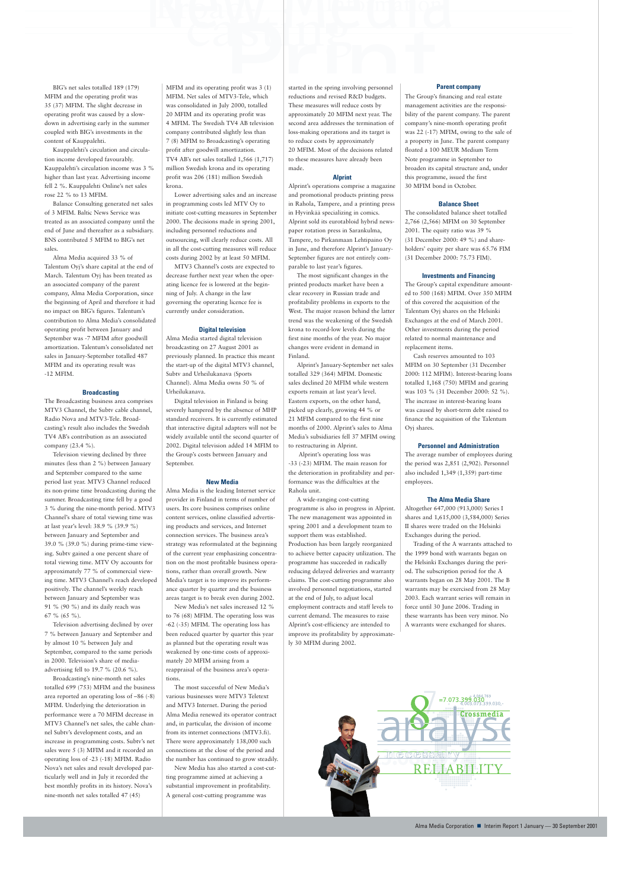BIG's net sales totalled 189 (179) MFIM and the operating profit was 35 (37) MFIM. The slight decrease in operating profit was caused by a slowdown in advertising early in the summer coupled with BIG's investments in the content of Kauppalehti.

Kauppalehti's circulation and circulation income developed favourably. Kauppalehti's circulation income was 3 % higher than last year. Advertising income fell 2 %. Kauppalehti Online's net sales rose 22 % to 13 MFIM.

Balance Consulting generated net sales of 3 MFIM. Baltic News Service was treated as an associated company until the end of June and thereafter as a subsidiary. BNS contributed 5 MFIM to BIG's net sales.

Alma Media acquired 33 % of Talentum Oyj's share capital at the end of March. Talentum Oyj has been treated as an associated company of the parent company, Alma Media Corporation, since the beginning of April and therefore it had no impact on BIG's figures. Talentum's contribution to Alma Media's consolidated operating profit between January and September was -7 MFIM after goodwill amortization. Talentum's consolidated net sales in January-September totalled 487 MFIM and its operating result was -12 MFIM.

### Broadcasting

The Broadcasting business area comprises MTV3 Channel, the Subtv cable channel, Radio Nova and MTV3-Tele. Broadcasting's result also includes the Swedish TV4 AB's contribution as an associated company (23.4 %).

Television viewing declined by three minutes (less than 2 %) between January and September compared to the same period last year. MTV3 Channel reduced its non-prime time broadcasting during the summer. Broadcasting time fell by a good 3 % during the nine-month period. MTV3 Channel's share of total viewing time was at last year's level: 38.9 % (39.9 %) between January and September and 39.0 % (39.0 %) during prime-time viewing. Subtv gained a one percent share of total viewing time. MTV Oy accounts for approximately 77 % of commercial viewing time. MTV3 Channel's reach developed positively. The channel's weekly reach between January and September was 91 % (90 %) and its daily reach was 67 % (65 %).

Television advertising declined by over 7 % between January and September and by almost 10 % between July and September, compared to the same periods in 2000. Television's share of media-advertising fell to 19.7 % (20.6 %).

Broadcasting's nine-month net sales totalled 699 (753) MFIM and the business area reported an operating loss of –86 (-8) MFIM. Underlying the deterioration in performance were a 70 MFIM decrease in MTV3 Channel's net sales, the cable channel Subtv's development costs, and an increase in programming costs. Subtv's net sales were 5 (3) MFIM and it recorded an operating loss of -23 (-18) MFIM. Radio Nova's net sales and result developed particularly well and in July it recorded the best monthly profits in its history. Nova's nine-month net sales totalled 47 (45) MFIM and its operating profit was 3 (1) MFIM. Net sales of MTV3-Tele, which was consolidated in July 2000, totalled 20 MFIM and its operating profit was 4 MFIM. The Swedish TV4 AB television company contributed slightly less than 7 (8) MFIM to Broadcasting's operating profit after goodwill amortization. TV4 AB's net sales totalled 1,566 (1,717) million Swedish krona and its operating profit was 206 (181) million Swedish krona.

Lower advertising sales and an increase in programming costs led MTV Oy to initiate cost-cutting measures in September 2000. The decisions made in spring 2001, including personnel reductions and outsourcing, will clearly reduce costs. All in all the cost-cutting measures will reduce costs during 2002 by at least 50 MFIM.

MTV3 Channel's costs are expected to decrease further next year when the operating licence fee is lowered at the beginning of July. A change in the law governing the operating licence fee is currently under consideration.

### Digital television

Alma Media started digital television broadcasting on 27 August 2001 as previously planned. In practice this meant the start-up of the digital MTV3 channel, Subtv and Urheilukanava (Sports Channel). Alma Media owns 50 % of Urheilukanava.

Digital television in Finland is being severely hampered by the absence of MHP standard receivers. It is currently estimated that interactive digital adapters will not be widely available until the second quarter of 2002. Digital television added 14 MFIM to the Group's costs between January and September.

### New Media

Alma Media is the leading Internet service provider in Finland in terms of number of users. Its core business comprises online content services, online classified advertising products and services, and Internet connection services. The business area's strategy was reformulated at the beginning of the current year emphasizing concentration on the most profitable business operations, rather than overall growth. New Media's target is to improve its performance quarter by quarter and the business areas target is to break even during 2002.

New Media's net sales increased 12 % to 76 (68) MFIM. The operating loss was -62 (-35) MFIM. The operating loss has been reduced quarter by quarter this year as planned but the operating result was weakened by one-time costs of approximately 20 MFIM arising from a reappraisal of the business area's operations.

The most successful of New Media's various businesses were MTV3 Teletext and MTV3 Internet. During the period Alma Media renewed its operator contract and, in particular, the division of income from its internet connections (MTV3.fi). There were approximately 138,000 such connections at the close of the period and the number has continued to grow steadily.

New Media has also started a cost-cutting programme aimed at achieving a substantial improvement in profitability. A general cost-cutting programme was started in the spring involving personnel reductions and revised R&D budgets. These measures will reduce costs by approximately 20 MFIM next year. The second area addresses the termination of loss-making operations and its target is to reduce costs by approximately 20 MFIM. Most of the decisions related to these measures have already been made.

### Alprint

Alprint's operations comprise a magazine and promotional products printing press in Rahola, Tampere, and a printing press in Hyvinkää specializing in comics. Alprint sold its eurotabloid hybrid newspaper rotation press in Sarankulma, Tampere, to Pirkanmaan Lehtipaino Oy in June, and therefore Alprint's January-September figures are not entirely comparable to last year's figures.

The most significant changes in the printed products market have been a clear recovery in Russian trade and profitability problems in exports to the West. The major reason behind the latter trend was the weakening of the Swedish krona to record-low levels during the first nine months of the year. No major changes were evident in demand in Finland.

Alprint's January-September net sales totalled 329 (364) MFIM. Domestic sales declined 20 MFIM while western exports remain at last year's level. Eastern exports, on the other hand, picked up clearly, growing 44 % or 21 MFIM compared to the first nine months of 2000. Alprint's sales to Alma Media's subsidiaries fell 37 MFIM owing to restructuring in Alprint.

Alprint's operating loss was -33 (-23) MFIM. The main reason for the deterioration in profitability and performance was the difficulties at the Rahola unit.

A wide-ranging cost-cutting programme is also in progress in Alprint. The new management was appointed in spring 2001 and a development team to support them was established. Production has been largely reorganized to achieve better capacity utilization. The programme has succeeded in radically reducing delayed deliveries and warranty claims. The cost-cutting programme also involved personnel negotiations, started at the end of July, to adjust local employment contracts and staff levels to current demand. The measures to raise Alprint's cost-efficiency are intended to improve its profitability by approximately 30 MFIM during 2002.

### Parent company

The Group's financing and real estate management activities are the responsibility of the parent company. The parent company's nine-month operating profit was 22 (-17) MFIM, owing to the sale of a property in June. The parent company floated a 100 MEUR Medium Term Note programme in September to broaden its capital structure and, under this programme, issued the first 30 MFIM bond in October.

### Balance Sheet

The consolidated balance sheet totalled 2,766 (2,566) MFIM on 30 September 2001. The equity ratio was 39 % (31 December 2000: 49 %) and shareholders' equity per share was 65.76 FIM (31 December 2000: 75.73 FIM).

### Investments and Financing

The Group's capital expenditure amounted to 500 (168) MFIM. Over 350 MFIM of this covered the acquisition of the Talentum Oyj shares on the Helsinki Exchanges at the end of March 2001. Other investments during the period related to normal maintenance and replacement items.

Cash reserves amounted to 103 MFIM on 30 September (31 December 2000: 112 MFIM). Interest-bearing loans totalled 1,168 (750) MFIM and gearing was 103 % (31 December 2000: 52 %). The increase in interest-bearing loans was caused by short-term debt raised to finance the acquisition of the Talentum Oyj shares.

### Personnel and Administration

The average number of employees during the period was 2,851 (2,902). Personnel also included 1,349 (1,359) part-time employees.

### The Alma Media Share

Altogether 647,000 (913,000) Series I shares and 1,615,000 (3,584,000) Series II shares were traded on the Helsinki Exchanges during the period.

Trading of the A warrants attached to the 1999 bond with warrants began on the Helsinki Exchanges during the period. The subscription period for the A warrants began on 28 May 2001. The B warrants may be exercised from 28 May 2003. Each warrant series will remain in force until 30 June 2006. Trading in these warrants has been very minor. No A warrants were exchanged for shares.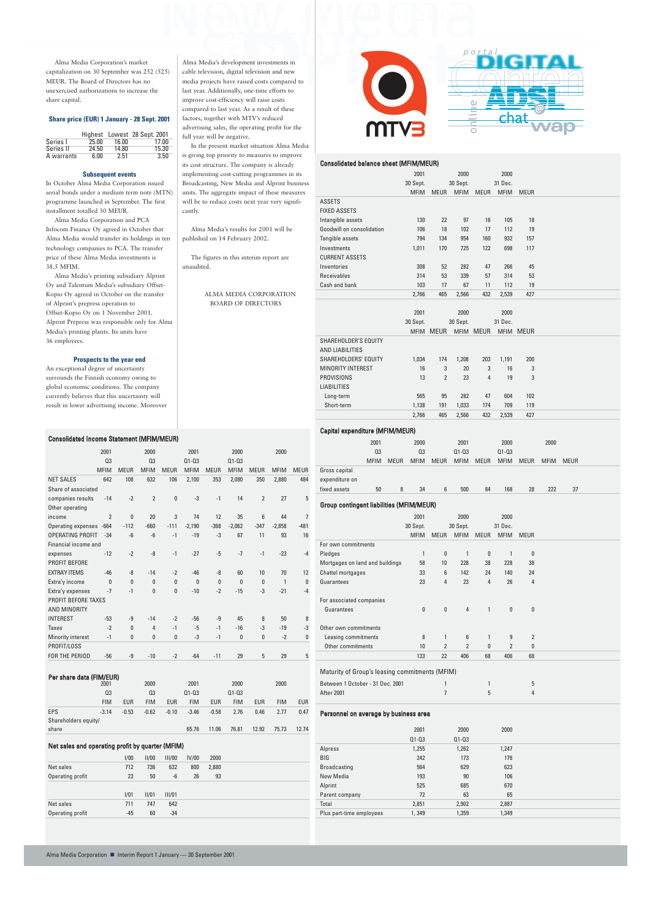Alma Media Corporation's market capitalization on 30 September was 252 (525) MEUR. The Board of Directors has no unexercised authorizations to increase the share capital.

### Share price (EUR) 1 January - 28 Sept. 2001

| | Highest | Lowest | 28 Sept. 2001 |
|---|---|---|---|
| Series I | 25.00 | 16.00 | 17.00 |
| Series II | 24.50 | 14.80 | 15.30 |
| A warrants | 6.00 | 2.51 | 3.50 |

### Subsequent events

In October Alma Media Corporation issued serial bonds under a medium term note (MTN) programme launched in September. The first installment totalled 30 MEUR.

Alma Media Corporation and PCA Infocom Finance Oy agreed in October that Alma Media would transfer its holdings in ten technology companies to PCA. The transfer price of these Alma Media investments is 38.5 MFIM.

Alma Media's printing subsidiary Alprint Oy and Talentum Media's subsidiary Offset-Kopio Oy agreed in October on the transfer of Alprint's prepress operation to Offset-Kopio Oy on 1 November 2001. Alprint Prepress was responsible only for Alma Media's printing plants. Its units have 36 employees.

### Prospects to the year end

An exceptional degree of uncertainty surrounds the Finnish economy owing to global economic conditions. The company currently believes that this uncertainty will result in lower advertising income. Moreover Alma Media's development investments in cable television, digital television and new media projects have raised costs compared to last year. Additionally, one-time efforts to improve cost-efficiency will raise costs compared to last year. As a result of these factors, together with MTV's reduced advertising sales, the operating profit for the full year will be negative.

In the present market situation Alma Media is giving top priority to measures to improve its cost structure. The company is already implementing cost-cutting programmes in its Broadcasting, New Media and Alprint business units. The aggregate impact of these measures will be to reduce costs next year very significantly.

Alma Media's results for 2001 will be published on 14 February 2002.

The figures in this interim report are unaudited.

ALMA MEDIA CORPORATION
BOARD OF DIRECTORS

### Consolidated Income Statement (MFIM/MEUR)

| | 2001 Q3 | | 2000 Q3 | | 2001 Q1-Q3 | | 2000 Q1-Q3 | | 2000 | |
|---|---|---|---|---|---|---|---|---|---|---|
| | MFIM | MEUR | MFIM | MEUR | MFIM | MEUR | MFIM | MEUR | MFIM | MEUR |
| NET SALES | 642 | 108 | 632 | 106 | 2,100 | 353 | 2,080 | 350 | 2,880 | 484 |
| Share of associated companies results | -14 | -2 | 2 | 0 | -3 | -1 | 14 | 2 | 27 | 5 |
| Other operating income | 2 | 0 | 20 | 3 | 74 | 12 | 35 | 6 | 44 | 7 |
| Operating expenses | -664 | -112 | -660 | -111 | -2,190 | -368 | -2,062 | -347 | -2,858 | -481 |
| OPERATING PROFIT | -34 | -6 | -6 | -1 | -19 | -3 | 67 | 11 | 93 | 16 |
| Financial income and expenses | -12 | -2 | -8 | -1 | -27 | -5 | -7 | -1 | -23 | -4 |
| PROFIT BEFORE EXTRAY ITEMS | -46 | -8 | -14 | -2 | -46 | -8 | 60 | 10 | 70 | 12 |
| Extra'y income | 0 | 0 | 0 | 0 | 0 | 0 | 0 | 0 | 1 | 0 |
| Extra'y expenses | -7 | -1 | 0 | 0 | -10 | -2 | -15 | -3 | -21 | -4 |
| PROFIT BEFORE TAXES AND MINORITY INTEREST | -53 | -9 | -14 | -2 | -56 | -9 | 45 | 8 | 50 | 8 |
| Taxes | -2 | 0 | 4 | -1 | -5 | -1 | -16 | -3 | -19 | -3 |
| Minority interest | -1 | 0 | 0 | 0 | -3 | -1 | 0 | 0 | -2 | 0 |
| PROFIT/LOSS FOR THE PERIOD | -56 | -9 | -10 | -2 | -64 | -11 | 29 | 5 | 29 | 5 |

### Per share data (FIM/EUR)

| | 2001 Q3 | | 2000 Q3 | | 2001 Q1-Q3 | | 2000 Q1-Q3 | | 2000 | |
|---|---|---|---|---|---|---|---|---|---|---|
| | FIM | EUR | FIM | EUR | FIM | EUR | FIM | EUR | FIM | EUR |
| EPS | -3.14 | -0.53 | -0.62 | -0.10 | -3.46 | -0.58 | 2.76 | 0.46 | 2.77 | 0.47 |
| Shareholders equity/share | | | | | 65.76 | 11.06 | 76.81 | 12.92 | 75.73 | 12.74 |

### Net sales and operating profit by quarter (MFIM)

| | I/00 | II/00 | III/00 | IV/00 | 2000 |
|---|---|---|---|---|---|
| Net sales | 712 | 736 | 632 | 800 | 2,880 |
| Operating profit | 23 | 50 | -6 | 26 | 93 |

| | I/01 | II/01 | III/01 |
|---|---|---|---|
| Net sales | 711 | 747 | 642 |
| Operating profit | -45 | 60 | -34 |

### Consolidated balance sheet (MFIM/MEUR)

| | 2001 30 Sept. | | 2000 30 Sept. | | 2000 31 Dec. | |
|---|---|---|---|---|---|---|
| | MFIM | MEUR | MFIM | MEUR | MFIM | MEUR |
| ASSETS | | | | | | |
| FIXED ASSETS | | | | | | |
| Intangible assets | 130 | 22 | 97 | 16 | 105 | 18 |
| Goodwill on consolidation | 106 | 18 | 102 | 17 | 112 | 19 |
| Tangible assets | 794 | 134 | 954 | 160 | 932 | 157 |
| Investments | 1,011 | 170 | 725 | 122 | 698 | 117 |
| CURRENT ASSETS | | | | | | |
| Inventories | 308 | 52 | 282 | 47 | 266 | 45 |
| Receivables | 314 | 53 | 339 | 57 | 314 | 53 |
| Cash and bank | 103 | 17 | 67 | 11 | 112 | 19 |
| | 2,766 | 465 | 2,566 | 432 | 2,539 | 427 |

| | 2001 30 Sept. | | 2000 30 Sept. | | 2000 31 Dec. | |
|---|---|---|---|---|---|---|
| | MFIM | MEUR | MFIM | MEUR | MFIM | MEUR |
| SHAREHOLDER'S EQUITY AND LIABILITIES | | | | | | |
| SHAREHOLDERS' EQUITY | 1,034 | 174 | 1,208 | 203 | 1,191 | 200 |
| MINORITY INTEREST | 16 | 3 | 20 | 3 | 16 | 3 |
| PROVISIONS | 13 | 2 | 23 | 4 | 19 | 3 |
| LIABILITIES | | | | | | |
| Long-term | 565 | 95 | 282 | 47 | 604 | 102 |
| Short-term | 1,138 | 191 | 1,033 | 174 | 709 | 119 |
| | 2,766 | 465 | 2,566 | 432 | 2,539 | 427 |

### Capital expenditure (MFIM/MEUR)

| | 2001 Q3 | | 2000 Q3 | | 2001 Q1-Q3 | | 2000 Q1-Q3 | | 2000 | |
|---|---|---|---|---|---|---|---|---|---|---|
| | MFIM | MEUR | MFIM | MEUR | MFIM | MEUR | MFIM | MEUR | MFIM | MEUR |
| Gross capital expenditure on fixed assets | 50 | 8 | 34 | 6 | 500 | 84 | 168 | 28 | 222 | 37 |

### Group contingent liabilities (MFIM/MEUR)

| | 2001 30 Sept. | | 2000 30 Sept. | | 2000 31 Dec. | |
|---|---|---|---|---|---|---|
| | MFIM | MEUR | MFIM | MEUR | MFIM | MEUR |
| For own commitments | | | | | | |
| Pledges | 1 | 0 | 1 | 0 | 1 | 0 |
| Mortgages on land and buildings | 58 | 10 | 228 | 38 | 228 | 38 |
| Chattel mortgages | 33 | 6 | 142 | 24 | 140 | 24 |
| Guarantees | 23 | 4 | 23 | 4 | 26 | 4 |
| For associated companies | | | | | | |
| Guarantees | 0 | 0 | 4 | 1 | 0 | 0 |
| Other own commitments | | | | | | |
| Leasing commitments | 8 | 1 | 6 | 1 | 9 | 2 |
| Other commitments | 10 | 2 | 2 | 0 | 2 | 0 |
| | 133 | 22 | 406 | 68 | 406 | 68 |

### Maturity of Group's leasing commitments (MFIM)

| | | | |
|---|---|---|---|
| Between 1 October - 31 Dec. 2001 | 1 | 1 | 5 |
| After 2001 | 7 | 5 | 4 |

### Personnel on average by business area

| | 2001 Q1-Q3 | 2000 Q1-Q3 | 2000 |
|---|---|---|---|
| Alpress | 1,255 | 1,262 | 1,247 |
| BIG | 242 | 173 | 176 |
| Broadcasting | 564 | 629 | 623 |
| New Media | 193 | 90 | 106 |
| Alprint | 525 | 685 | 670 |
| Parent company | 72 | 63 | 65 |
| Total | 2,851 | 2,902 | 2,887 |
| Plus part-time employees | 1, 349 | 1,359 | 1,349 |